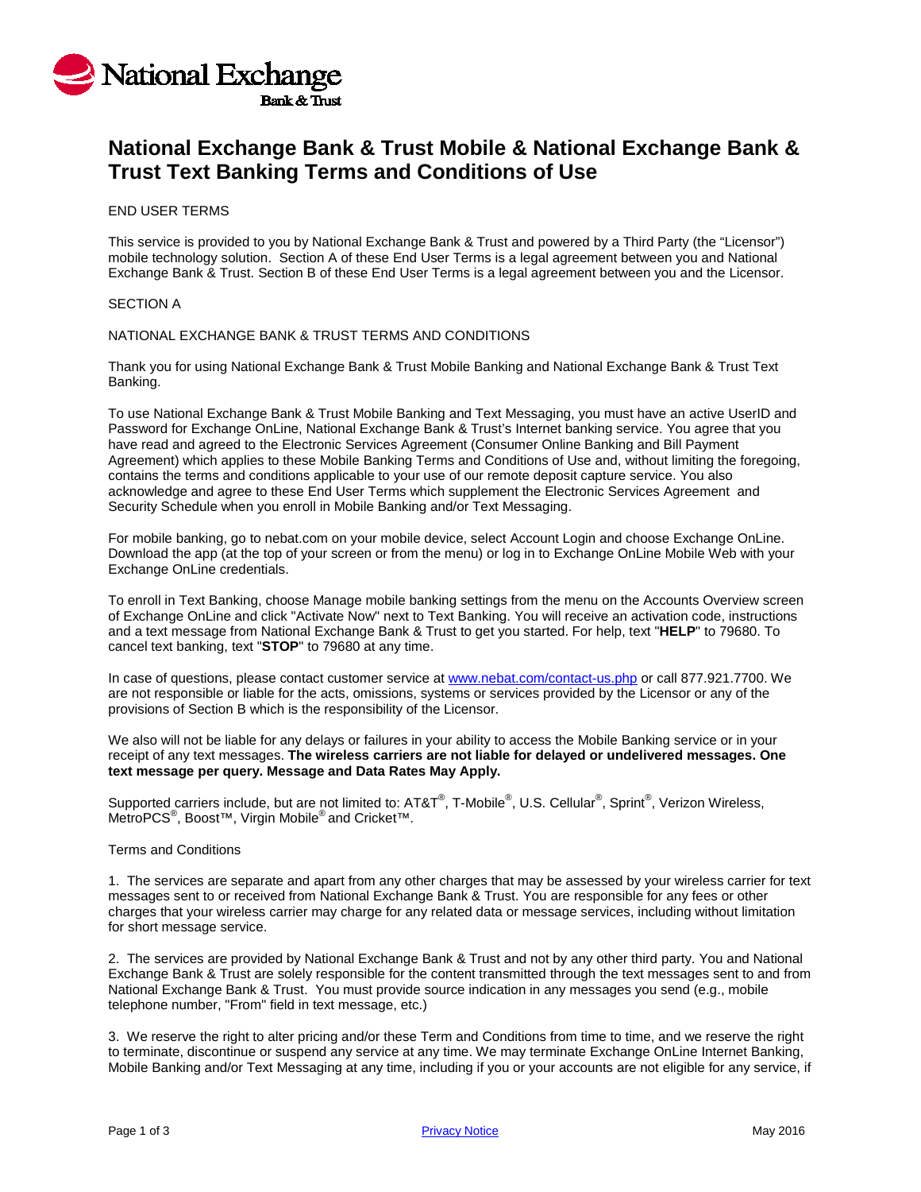# National Exchange Bank & Trust Mobile & National Exchange Bank & Trust Text Banking Terms and Conditions of Use

END USER TERMS

This service is provided to you by National Exchange Bank & Trust and powered by a Third Party (the "Licensor") mobile technology solution. Section A of these End User Terms is a legal agreement between you and National Exchange Bank & Trust. Section B of these End User Terms is a legal agreement between you and the Licensor.

SECTION A

NATIONAL EXCHANGE BANK & TRUST TERMS AND CONDITIONS

Thank you for using National Exchange Bank & Trust Mobile Banking and National Exchange Bank & Trust Text Banking.

To use National Exchange Bank & Trust Mobile Banking and Text Messaging, you must have an active UserID and Password for Exchange OnLine, National Exchange Bank & Trust's Internet banking service. You agree that you have read and agreed to the Electronic Services Agreement (Consumer Online Banking and Bill Payment Agreement) which applies to these Mobile Banking Terms and Conditions of Use and, without limiting the foregoing, contains the terms and conditions applicable to your use of our remote deposit capture service. You also acknowledge and agree to these End User Terms which supplement the Electronic Services Agreement and Security Schedule when you enroll in Mobile Banking and/or Text Messaging.

For mobile banking, go to nebat.com on your mobile device, select Account Login and choose Exchange OnLine. Download the app (at the top of your screen or from the menu) or log in to Exchange OnLine Mobile Web with your Exchange OnLine credentials.

To enroll in Text Banking, choose Manage mobile banking settings from the menu on the Accounts Overview screen of Exchange OnLine and click "Activate Now" next to Text Banking. You will receive an activation code, instructions and a text message from National Exchange Bank & Trust to get you started. For help, text "**HELP**" to 79680. To cancel text banking, text "**STOP**" to 79680 at any time.

In case of questions, please contact customer service at [www.nebat.com/contact-us.php](www.nebat.com/contact-us.php) or call 877.921.7700. We are not responsible or liable for the acts, omissions, systems or services provided by the Licensor or any of the provisions of Section B which is the responsibility of the Licensor.

We also will not be liable for any delays or failures in your ability to access the Mobile Banking service or in your receipt of any text messages. **The wireless carriers are not liable for delayed or undelivered messages. One text message per query. Message and Data Rates May Apply.**

Supported carriers include, but are not limited to: AT&T®, T-Mobile®, U.S. Cellular®, Sprint®, Verizon Wireless, MetroPCS®, Boost™, Virgin Mobile® and Cricket™.

Terms and Conditions

1. The services are separate and apart from any other charges that may be assessed by your wireless carrier for text messages sent to or received from National Exchange Bank & Trust. You are responsible for any fees or other charges that your wireless carrier may charge for any related data or message services, including without limitation for short message service.

2. The services are provided by National Exchange Bank & Trust and not by any other third party. You and National Exchange Bank & Trust are solely responsible for the content transmitted through the text messages sent to and from National Exchange Bank & Trust. You must provide source indication in any messages you send (e.g., mobile telephone number, "From" field in text message, etc.)

3. We reserve the right to alter pricing and/or these Term and Conditions from time to time, and we reserve the right to terminate, discontinue or suspend any service at any time. We may terminate Exchange OnLine Internet Banking, Mobile Banking and/or Text Messaging at any time, including if you or your accounts are not eligible for any service, if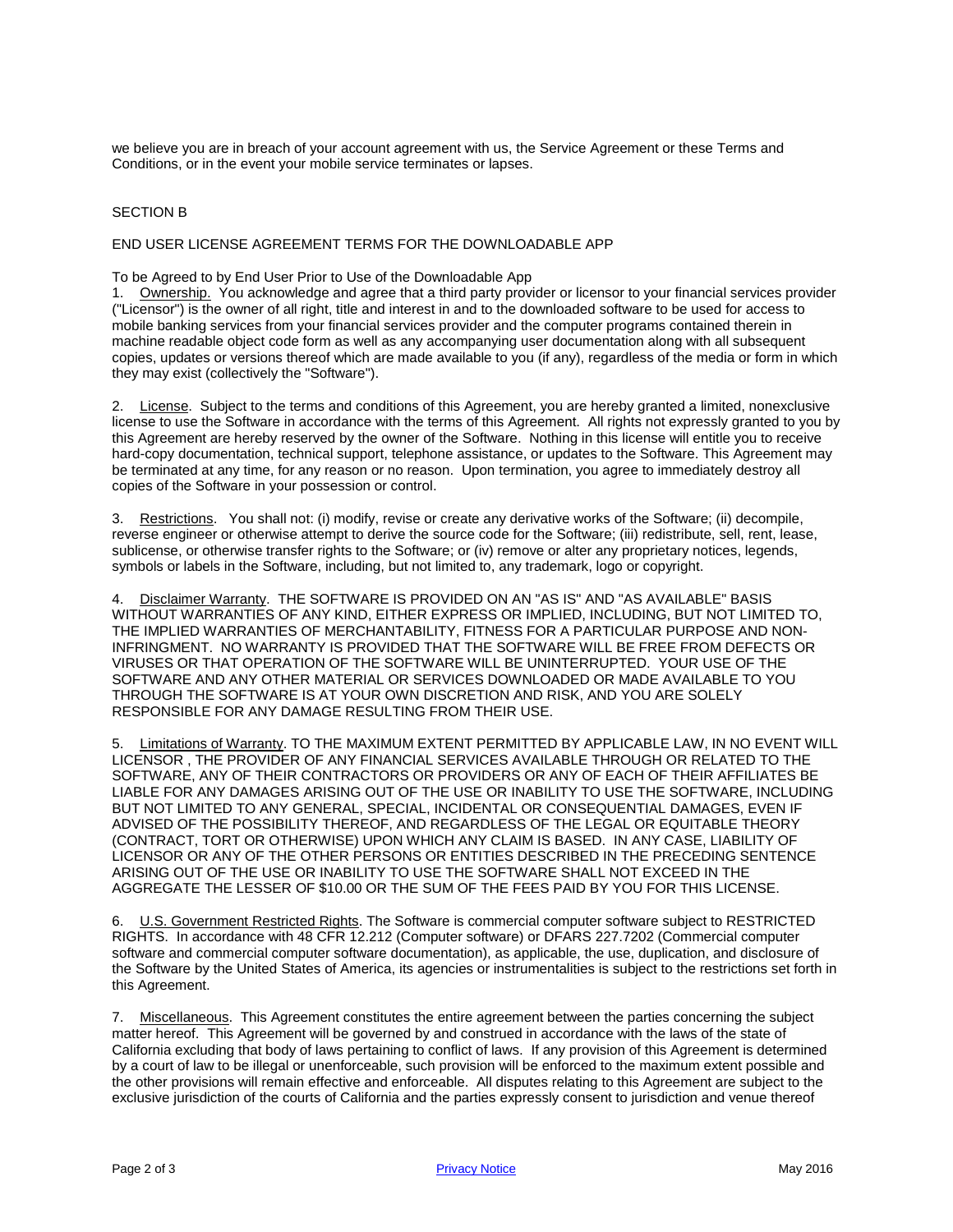we believe you are in breach of your account agreement with us, the Service Agreement or these Terms and Conditions, or in the event your mobile service terminates or lapses.

SECTION B

END USER LICENSE AGREEMENT TERMS FOR THE DOWNLOADABLE APP

To be Agreed to by End User Prior to Use of the Downloadable App

1. Ownership. You acknowledge and agree that a third party provider or licensor to your financial services provider ("Licensor") is the owner of all right, title and interest in and to the downloaded software to be used for access to mobile banking services from your financial services provider and the computer programs contained therein in machine readable object code form as well as any accompanying user documentation along with all subsequent copies, updates or versions thereof which are made available to you (if any), regardless of the media or form in which they may exist (collectively the "Software").

2. License. Subject to the terms and conditions of this Agreement, you are hereby granted a limited, nonexclusive license to use the Software in accordance with the terms of this Agreement. All rights not expressly granted to you by this Agreement are hereby reserved by the owner of the Software. Nothing in this license will entitle you to receive hard-copy documentation, technical support, telephone assistance, or updates to the Software. This Agreement may be terminated at any time, for any reason or no reason. Upon termination, you agree to immediately destroy all copies of the Software in your possession or control.

3. Restrictions. You shall not: (i) modify, revise or create any derivative works of the Software; (ii) decompile, reverse engineer or otherwise attempt to derive the source code for the Software; (iii) redistribute, sell, rent, lease, sublicense, or otherwise transfer rights to the Software; or (iv) remove or alter any proprietary notices, legends, symbols or labels in the Software, including, but not limited to, any trademark, logo or copyright.

4. Disclaimer Warranty. THE SOFTWARE IS PROVIDED ON AN "AS IS" AND "AS AVAILABLE" BASIS WITHOUT WARRANTIES OF ANY KIND, EITHER EXPRESS OR IMPLIED, INCLUDING, BUT NOT LIMITED TO, THE IMPLIED WARRANTIES OF MERCHANTABILITY, FITNESS FOR A PARTICULAR PURPOSE AND NON-INFRINGMENT. NO WARRANTY IS PROVIDED THAT THE SOFTWARE WILL BE FREE FROM DEFECTS OR VIRUSES OR THAT OPERATION OF THE SOFTWARE WILL BE UNINTERRUPTED. YOUR USE OF THE SOFTWARE AND ANY OTHER MATERIAL OR SERVICES DOWNLOADED OR MADE AVAILABLE TO YOU THROUGH THE SOFTWARE IS AT YOUR OWN DISCRETION AND RISK, AND YOU ARE SOLELY RESPONSIBLE FOR ANY DAMAGE RESULTING FROM THEIR USE.

5. Limitations of Warranty. TO THE MAXIMUM EXTENT PERMITTED BY APPLICABLE LAW, IN NO EVENT WILL LICENSOR , THE PROVIDER OF ANY FINANCIAL SERVICES AVAILABLE THROUGH OR RELATED TO THE SOFTWARE, ANY OF THEIR CONTRACTORS OR PROVIDERS OR ANY OF EACH OF THEIR AFFILIATES BE LIABLE FOR ANY DAMAGES ARISING OUT OF THE USE OR INABILITY TO USE THE SOFTWARE, INCLUDING BUT NOT LIMITED TO ANY GENERAL, SPECIAL, INCIDENTAL OR CONSEQUENTIAL DAMAGES, EVEN IF ADVISED OF THE POSSIBILITY THEREOF, AND REGARDLESS OF THE LEGAL OR EQUITABLE THEORY (CONTRACT, TORT OR OTHERWISE) UPON WHICH ANY CLAIM IS BASED. IN ANY CASE, LIABILITY OF LICENSOR OR ANY OF THE OTHER PERSONS OR ENTITIES DESCRIBED IN THE PRECEDING SENTENCE ARISING OUT OF THE USE OR INABILITY TO USE THE SOFTWARE SHALL NOT EXCEED IN THE AGGREGATE THE LESSER OF $10.00 OR THE SUM OF THE FEES PAID BY YOU FOR THIS LICENSE.

6. U.S. Government Restricted Rights. The Software is commercial computer software subject to RESTRICTED RIGHTS. In accordance with 48 CFR 12.212 (Computer software) or DFARS 227.7202 (Commercial computer software and commercial computer software documentation), as applicable, the use, duplication, and disclosure of the Software by the United States of America, its agencies or instrumentalities is subject to the restrictions set forth in this Agreement.

7. Miscellaneous. This Agreement constitutes the entire agreement between the parties concerning the subject matter hereof. This Agreement will be governed by and construed in accordance with the laws of the state of California excluding that body of laws pertaining to conflict of laws. If any provision of this Agreement is determined by a court of law to be illegal or unenforceable, such provision will be enforced to the maximum extent possible and the other provisions will remain effective and enforceable. All disputes relating to this Agreement are subject to the exclusive jurisdiction of the courts of California and the parties expressly consent to jurisdiction and venue thereof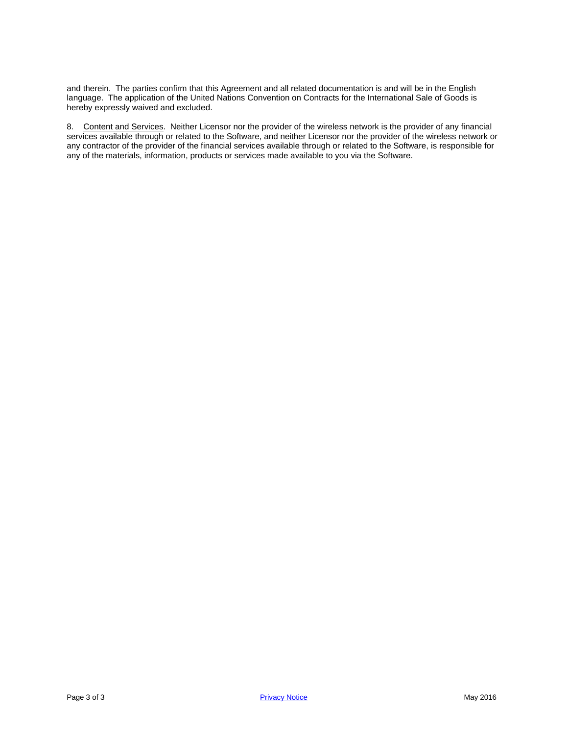and therein. The parties confirm that this Agreement and all related documentation is and will be in the English language. The application of the United Nations Convention on Contracts for the International Sale of Goods is hereby expressly waived and excluded.

8. Content and Services. Neither Licensor nor the provider of the wireless network is the provider of any financial services available through or related to the Software, and neither Licensor nor the provider of the wireless network or any contractor of the provider of the financial services available through or related to the Software, is responsible for any of the materials, information, products or services made available to you via the Software.